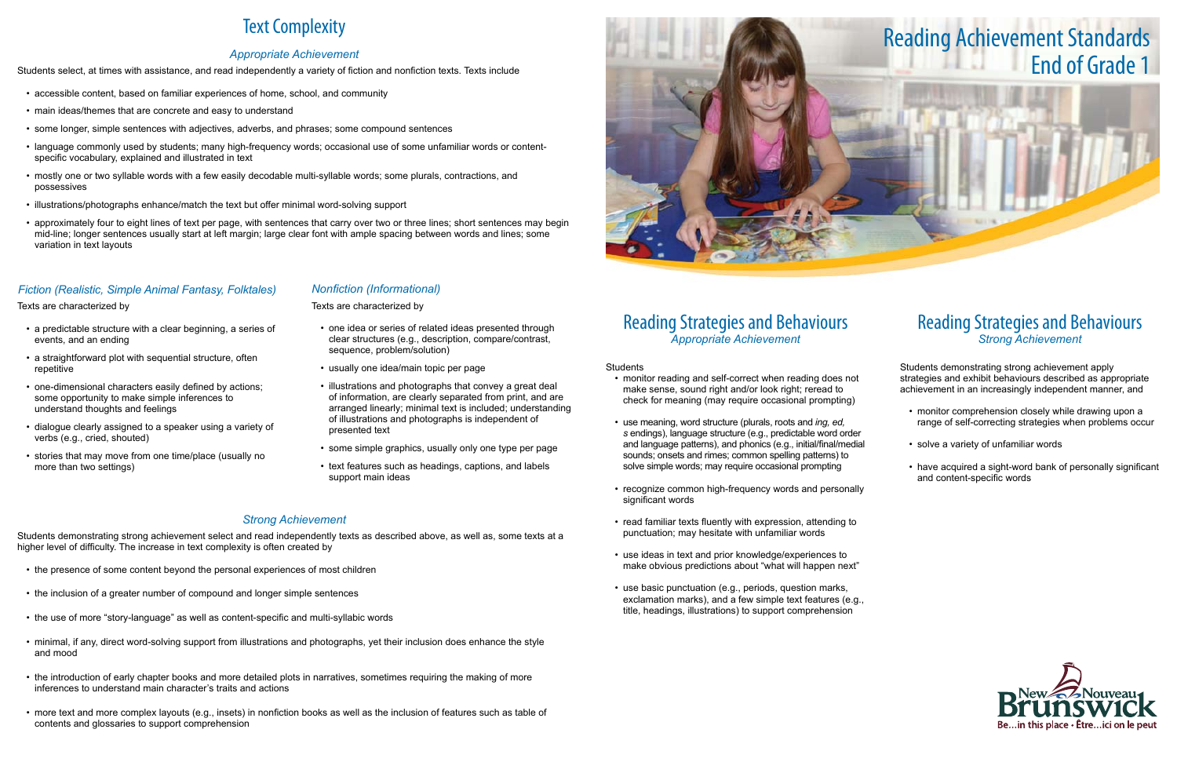# Reading Achievement Standards End of Grade 1

## Text Complexity

*Appropriate Achievement*

Students select, at times with assistance, and read independently a variety of fiction and nonfiction texts. Texts include

- accessible content, based on familiar experiences of home, school, and community
- main ideas/themes that are concrete and easy to understand
- some longer, simple sentences with adjectives, adverbs, and phrases; some compound sentences
- language commonly used by students; many high-frequency words; occasional use of some unfamiliar words or content-specific vocabulary, explained and illustrated in text
- mostly one or two syllable words with a few easily decodable multi-syllable words; some plurals, contractions, and possessives
- illustrations/photographs enhance/match the text but offer minimal word-solving support
- approximately four to eight lines of text per page, with sentences that carry over two or three lines; short sentences may begin mid-line; longer sentences usually start at left margin; large clear font with ample spacing between words and lines; some variation in text layouts

### *Fiction (Realistic, Simple Animal Fantasy, Folktales)*

Texts are characterized by

- a predictable structure with a clear beginning, a series of events, and an ending
- a straightforward plot with sequential structure, often repetitive
- one-dimensional characters easily defined by actions; some opportunity to make simple inferences to understand thoughts and feelings
- dialogue clearly assigned to a speaker using a variety of verbs (e.g., cried, shouted)
- stories that may move from one time/place (usually no more than two settings)

### *Nonfiction (Informational)*

Texts are characterized by

- one idea or series of related ideas presented through clear structures (e.g., description, compare/contrast, sequence, problem/solution)
- usually one idea/main topic per page
- illustrations and photographs that convey a great deal of information, are clearly separated from print, and are arranged linearly; minimal text is included; understanding of illustrations and photographs is independent of presented text
- some simple graphics, usually only one type per page
- text features such as headings, captions, and labels support main ideas

*Strong Achievement*

Students demonstrating strong achievement select and read independently texts as described above, as well as, some texts at a higher level of difficulty. The increase in text complexity is often created by

- the presence of some content beyond the personal experiences of most children
- the inclusion of a greater number of compound and longer simple sentences
- the use of more "story-language" as well as content-specific and multi-syllabic words
- minimal, if any, direct word-solving support from illustrations and photographs, yet their inclusion does enhance the style and mood
- the introduction of early chapter books and more detailed plots in narratives, sometimes requiring the making of more inferences to understand main character's traits and actions
- more text and more complex layouts (e.g., insets) in nonfiction books as well as the inclusion of features such as table of contents and glossaries to support comprehension

## Reading Strategies and Behaviours

*Appropriate Achievement*

Students

- monitor reading and self-correct when reading does not make sense, sound right and/or look right; reread to check for meaning (may require occasional prompting)
- use meaning, word structure (plurals, roots and *ing, ed, s* endings), language structure (e.g., predictable word order and language patterns), and phonics (e.g., initial/final/medial sounds; onsets and rimes; common spelling patterns) to solve simple words; may require occasional prompting
- recognize common high-frequency words and personally significant words
- read familiar texts fluently with expression, attending to punctuation; may hesitate with unfamiliar words
- use ideas in text and prior knowledge/experiences to make obvious predictions about "what will happen next"
- use basic punctuation (e.g., periods, question marks, exclamation marks), and a few simple text features (e.g., title, headings, illustrations) to support comprehension

## Reading Strategies and Behaviours

*Strong Achievement*

Students demonstrating strong achievement apply strategies and exhibit behaviours described as appropriate achievement in an increasingly independent manner, and

- monitor comprehension closely while drawing upon a range of self-correcting strategies when problems occur
- solve a variety of unfamiliar words
- have acquired a sight-word bank of personally significant and content-specific words

New Nouveau Brunswick
Be...in this place • Être...ici on le peut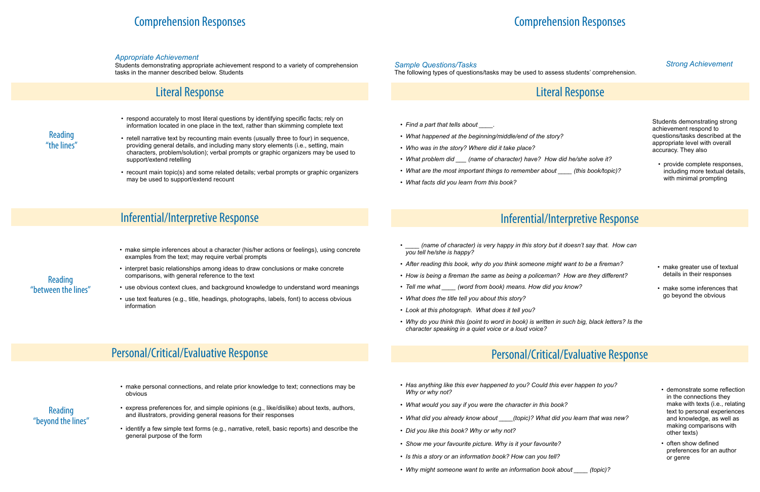# Comprehension Responses

*Appropriate Achievement*

Students demonstrating appropriate achievement respond to a variety of comprehension tasks in the manner described below. Students

## Literal Response

Reading "the lines"

- respond accurately to most literal questions by identifying specific facts; rely on information located in one place in the text, rather than skimming complete text
- retell narrative text by recounting main events (usually three to four) in sequence, providing general details, and including many story elements (i.e., setting, main characters, problem/solution); verbal prompts or graphic organizers may be used to support/extend retelling
- recount main topic(s) and some related details; verbal prompts or graphic organizers may be used to support/extend recount

## Inferential/Interpretive Response

Reading "between the lines"

- make simple inferences about a character (his/her actions or feelings), using concrete examples from the text; may require verbal prompts
- interpret basic relationships among ideas to draw conclusions or make concrete comparisons, with general reference to the text
- use obvious context clues, and background knowledge to understand word meanings
- use text features (e.g., title, headings, photographs, labels, font) to access obvious information

## Personal/Critical/Evaluative Response

Reading "beyond the lines"

- make personal connections, and relate prior knowledge to text; connections may be obvious
- express preferences for, and simple opinions (e.g., like/dislike) about texts, authors, and illustrators, providing general reasons for their responses
- identify a few simple text forms (e.g., narrative, retell, basic reports) and describe the general purpose of the form

# Comprehension Responses

*Sample Questions/Tasks*

The following types of questions/tasks may be used to assess students' comprehension.

*Strong Achievement*

## Literal Response

- *Find a part that tells about ____.*
- *What happened at the beginning/middle/end of the story?*
- *Who was in the story? Where did it take place?*
- *What problem did ___ (name of character) have? How did he/she solve it?*
- *What are the most important things to remember about ____ (this book/topic)?*
- *What facts did you learn from this book?*

Students demonstrating strong achievement respond to questions/tasks described at the appropriate level with overall accuracy. They also

- provide complete responses, including more textual details, with minimal prompting

## Inferential/Interpretive Response

- *____ (name of character) is very happy in this story but it doesn't say that. How can you tell he/she is happy?*
- *After reading this book, why do you think someone might want to be a fireman?*
- *How is being a fireman the same as being a policeman? How are they different?*
- *Tell me what ____ (word from book) means. How did you know?*
- *What does the title tell you about this story?*
- *Look at this photograph. What does it tell you?*
- *Why do you think this (point to word in book) is written in such big, black letters? Is the character speaking in a quiet voice or a loud voice?*

Strong Achievement:

- make greater use of textual details in their responses
- make some inferences that go beyond the obvious

## Personal/Critical/Evaluative Response

- *Has anything like this ever happened to you? Could this ever happen to you? Why or why not?*
- *What would you say if you were the character in this book?*
- *What did you already know about ____(topic)? What did you learn that was new?*
- *Did you like this book? Why or why not?*
- *Show me your favourite picture. Why is it your favourite?*
- *Is this a story or an information book? How can you tell?*
- *Why might someone want to write an information book about ____ (topic)?*

Strong Achievement:

- demonstrate some reflection in the connections they make with texts (i.e., relating text to personal experiences and knowledge, as well as making comparisons with other texts)
- often show defined preferences for an author or genre